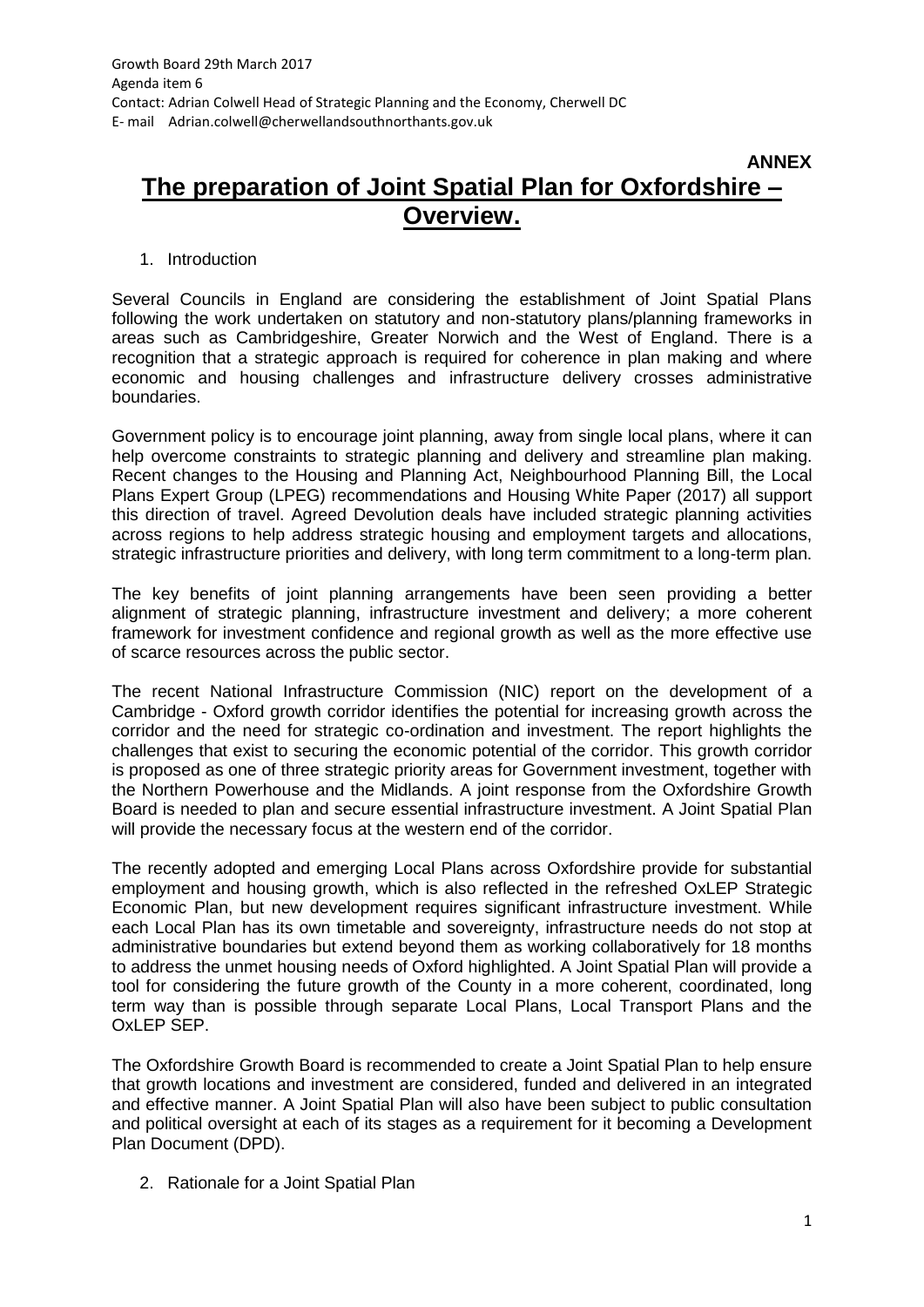Growth Board 29th March 2017
Agenda item 6
Contact: Adrian Colwell Head of Strategic Planning and the Economy, Cherwell DC
E- mail Adrian.colwell@cherwellandsouthnorthants.gov.uk

**ANNEX**

# The preparation of Joint Spatial Plan for Oxfordshire – Overview.

1. Introduction

Several Councils in England are considering the establishment of Joint Spatial Plans following the work undertaken on statutory and non-statutory plans/planning frameworks in areas such as Cambridgeshire, Greater Norwich and the West of England. There is a recognition that a strategic approach is required for coherence in plan making and where economic and housing challenges and infrastructure delivery crosses administrative boundaries.

Government policy is to encourage joint planning, away from single local plans, where it can help overcome constraints to strategic planning and delivery and streamline plan making. Recent changes to the Housing and Planning Act, Neighbourhood Planning Bill, the Local Plans Expert Group (LPEG) recommendations and Housing White Paper (2017) all support this direction of travel. Agreed Devolution deals have included strategic planning activities across regions to help address strategic housing and employment targets and allocations, strategic infrastructure priorities and delivery, with long term commitment to a long-term plan.

The key benefits of joint planning arrangements have been seen providing a better alignment of strategic planning, infrastructure investment and delivery; a more coherent framework for investment confidence and regional growth as well as the more effective use of scarce resources across the public sector.

The recent National Infrastructure Commission (NIC) report on the development of a Cambridge - Oxford growth corridor identifies the potential for increasing growth across the corridor and the need for strategic co-ordination and investment. The report highlights the challenges that exist to securing the economic potential of the corridor. This growth corridor is proposed as one of three strategic priority areas for Government investment, together with the Northern Powerhouse and the Midlands. A joint response from the Oxfordshire Growth Board is needed to plan and secure essential infrastructure investment. A Joint Spatial Plan will provide the necessary focus at the western end of the corridor.

The recently adopted and emerging Local Plans across Oxfordshire provide for substantial employment and housing growth, which is also reflected in the refreshed OxLEP Strategic Economic Plan, but new development requires significant infrastructure investment. While each Local Plan has its own timetable and sovereignty, infrastructure needs do not stop at administrative boundaries but extend beyond them as working collaboratively for 18 months to address the unmet housing needs of Oxford highlighted. A Joint Spatial Plan will provide a tool for considering the future growth of the County in a more coherent, coordinated, long term way than is possible through separate Local Plans, Local Transport Plans and the OxLEP SEP.

The Oxfordshire Growth Board is recommended to create a Joint Spatial Plan to help ensure that growth locations and investment are considered, funded and delivered in an integrated and effective manner. A Joint Spatial Plan will also have been subject to public consultation and political oversight at each of its stages as a requirement for it becoming a Development Plan Document (DPD).

2. Rationale for a Joint Spatial Plan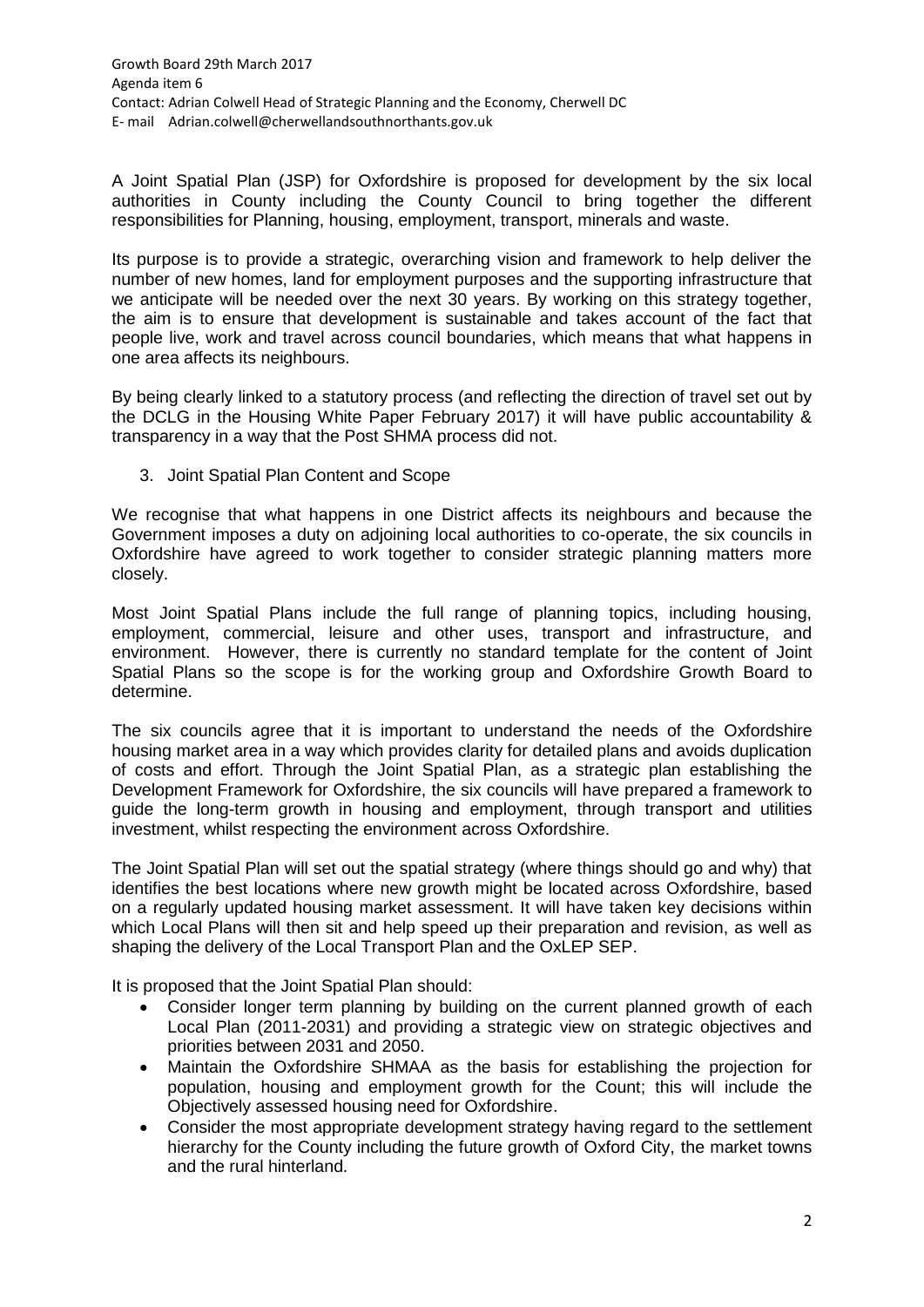A Joint Spatial Plan (JSP) for Oxfordshire is proposed for development by the six local authorities in County including the County Council to bring together the different responsibilities for Planning, housing, employment, transport, minerals and waste.

Its purpose is to provide a strategic, overarching vision and framework to help deliver the number of new homes, land for employment purposes and the supporting infrastructure that we anticipate will be needed over the next 30 years. By working on this strategy together, the aim is to ensure that development is sustainable and takes account of the fact that people live, work and travel across council boundaries, which means that what happens in one area affects its neighbours.

By being clearly linked to a statutory process (and reflecting the direction of travel set out by the DCLG in the Housing White Paper February 2017) it will have public accountability & transparency in a way that the Post SHMA process did not.

3. Joint Spatial Plan Content and Scope

We recognise that what happens in one District affects its neighbours and because the Government imposes a duty on adjoining local authorities to co-operate, the six councils in Oxfordshire have agreed to work together to consider strategic planning matters more closely.

Most Joint Spatial Plans include the full range of planning topics, including housing, employment, commercial, leisure and other uses, transport and infrastructure, and environment. However, there is currently no standard template for the content of Joint Spatial Plans so the scope is for the working group and Oxfordshire Growth Board to determine.

The six councils agree that it is important to understand the needs of the Oxfordshire housing market area in a way which provides clarity for detailed plans and avoids duplication of costs and effort. Through the Joint Spatial Plan, as a strategic plan establishing the Development Framework for Oxfordshire, the six councils will have prepared a framework to guide the long-term growth in housing and employment, through transport and utilities investment, whilst respecting the environment across Oxfordshire.

The Joint Spatial Plan will set out the spatial strategy (where things should go and why) that identifies the best locations where new growth might be located across Oxfordshire, based on a regularly updated housing market assessment. It will have taken key decisions within which Local Plans will then sit and help speed up their preparation and revision, as well as shaping the delivery of the Local Transport Plan and the OxLEP SEP.

It is proposed that the Joint Spatial Plan should:

- Consider longer term planning by building on the current planned growth of each Local Plan (2011-2031) and providing a strategic view on strategic objectives and priorities between 2031 and 2050.
- Maintain the Oxfordshire SHMAA as the basis for establishing the projection for population, housing and employment growth for the Count; this will include the Objectively assessed housing need for Oxfordshire.
- Consider the most appropriate development strategy having regard to the settlement hierarchy for the County including the future growth of Oxford City, the market towns and the rural hinterland.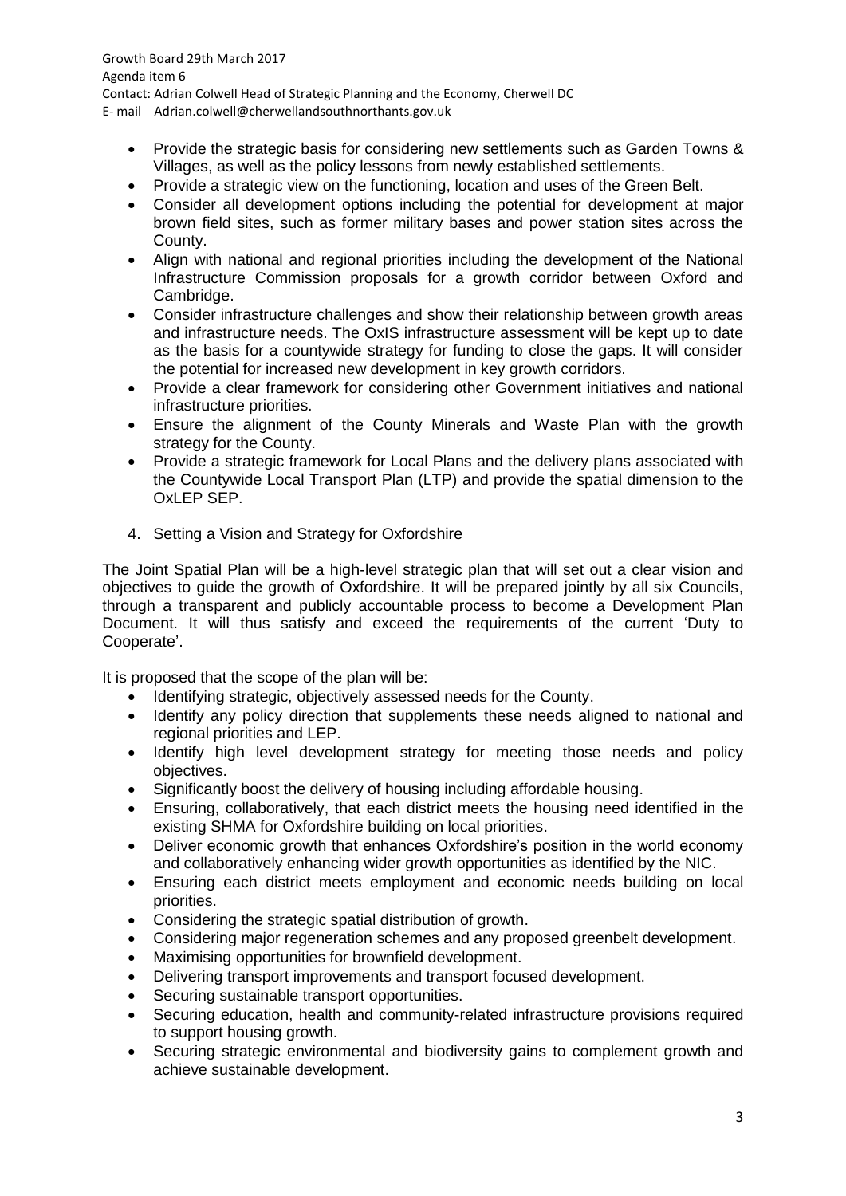- Provide the strategic basis for considering new settlements such as Garden Towns & Villages, as well as the policy lessons from newly established settlements.
- Provide a strategic view on the functioning, location and uses of the Green Belt.
- Consider all development options including the potential for development at major brown field sites, such as former military bases and power station sites across the County.
- Align with national and regional priorities including the development of the National Infrastructure Commission proposals for a growth corridor between Oxford and Cambridge.
- Consider infrastructure challenges and show their relationship between growth areas and infrastructure needs. The OxIS infrastructure assessment will be kept up to date as the basis for a countywide strategy for funding to close the gaps. It will consider the potential for increased new development in key growth corridors.
- Provide a clear framework for considering other Government initiatives and national infrastructure priorities.
- Ensure the alignment of the County Minerals and Waste Plan with the growth strategy for the County.
- Provide a strategic framework for Local Plans and the delivery plans associated with the Countywide Local Transport Plan (LTP) and provide the spatial dimension to the OxLEP SEP.

4. Setting a Vision and Strategy for Oxfordshire

The Joint Spatial Plan will be a high-level strategic plan that will set out a clear vision and objectives to guide the growth of Oxfordshire. It will be prepared jointly by all six Councils, through a transparent and publicly accountable process to become a Development Plan Document. It will thus satisfy and exceed the requirements of the current 'Duty to Cooperate'.

It is proposed that the scope of the plan will be:

- Identifying strategic, objectively assessed needs for the County.
- Identify any policy direction that supplements these needs aligned to national and regional priorities and LEP.
- Identify high level development strategy for meeting those needs and policy objectives.
- Significantly boost the delivery of housing including affordable housing.
- Ensuring, collaboratively, that each district meets the housing need identified in the existing SHMA for Oxfordshire building on local priorities.
- Deliver economic growth that enhances Oxfordshire's position in the world economy and collaboratively enhancing wider growth opportunities as identified by the NIC.
- Ensuring each district meets employment and economic needs building on local priorities.
- Considering the strategic spatial distribution of growth.
- Considering major regeneration schemes and any proposed greenbelt development.
- Maximising opportunities for brownfield development.
- Delivering transport improvements and transport focused development.
- Securing sustainable transport opportunities.
- Securing education, health and community-related infrastructure provisions required to support housing growth.
- Securing strategic environmental and biodiversity gains to complement growth and achieve sustainable development.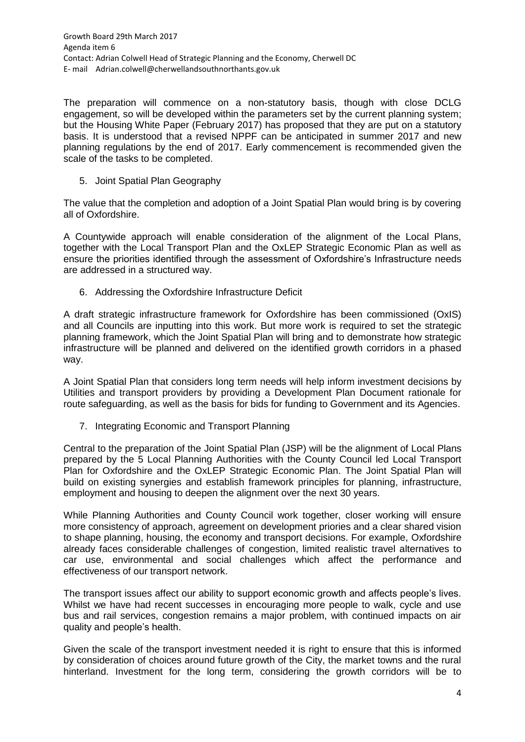The preparation will commence on a non-statutory basis, though with close DCLG engagement, so will be developed within the parameters set by the current planning system; but the Housing White Paper (February 2017) has proposed that they are put on a statutory basis. It is understood that a revised NPPF can be anticipated in summer 2017 and new planning regulations by the end of 2017. Early commencement is recommended given the scale of the tasks to be completed.

5. Joint Spatial Plan Geography

The value that the completion and adoption of a Joint Spatial Plan would bring is by covering all of Oxfordshire.

A Countywide approach will enable consideration of the alignment of the Local Plans, together with the Local Transport Plan and the OxLEP Strategic Economic Plan as well as ensure the priorities identified through the assessment of Oxfordshire's Infrastructure needs are addressed in a structured way.

6. Addressing the Oxfordshire Infrastructure Deficit

A draft strategic infrastructure framework for Oxfordshire has been commissioned (OxIS) and all Councils are inputting into this work. But more work is required to set the strategic planning framework, which the Joint Spatial Plan will bring and to demonstrate how strategic infrastructure will be planned and delivered on the identified growth corridors in a phased way.

A Joint Spatial Plan that considers long term needs will help inform investment decisions by Utilities and transport providers by providing a Development Plan Document rationale for route safeguarding, as well as the basis for bids for funding to Government and its Agencies.

7. Integrating Economic and Transport Planning

Central to the preparation of the Joint Spatial Plan (JSP) will be the alignment of Local Plans prepared by the 5 Local Planning Authorities with the County Council led Local Transport Plan for Oxfordshire and the OxLEP Strategic Economic Plan. The Joint Spatial Plan will build on existing synergies and establish framework principles for planning, infrastructure, employment and housing to deepen the alignment over the next 30 years.

While Planning Authorities and County Council work together, closer working will ensure more consistency of approach, agreement on development priories and a clear shared vision to shape planning, housing, the economy and transport decisions. For example, Oxfordshire already faces considerable challenges of congestion, limited realistic travel alternatives to car use, environmental and social challenges which affect the performance and effectiveness of our transport network.

The transport issues affect our ability to support economic growth and affects people's lives. Whilst we have had recent successes in encouraging more people to walk, cycle and use bus and rail services, congestion remains a major problem, with continued impacts on air quality and people's health.

Given the scale of the transport investment needed it is right to ensure that this is informed by consideration of choices around future growth of the City, the market towns and the rural hinterland. Investment for the long term, considering the growth corridors will be to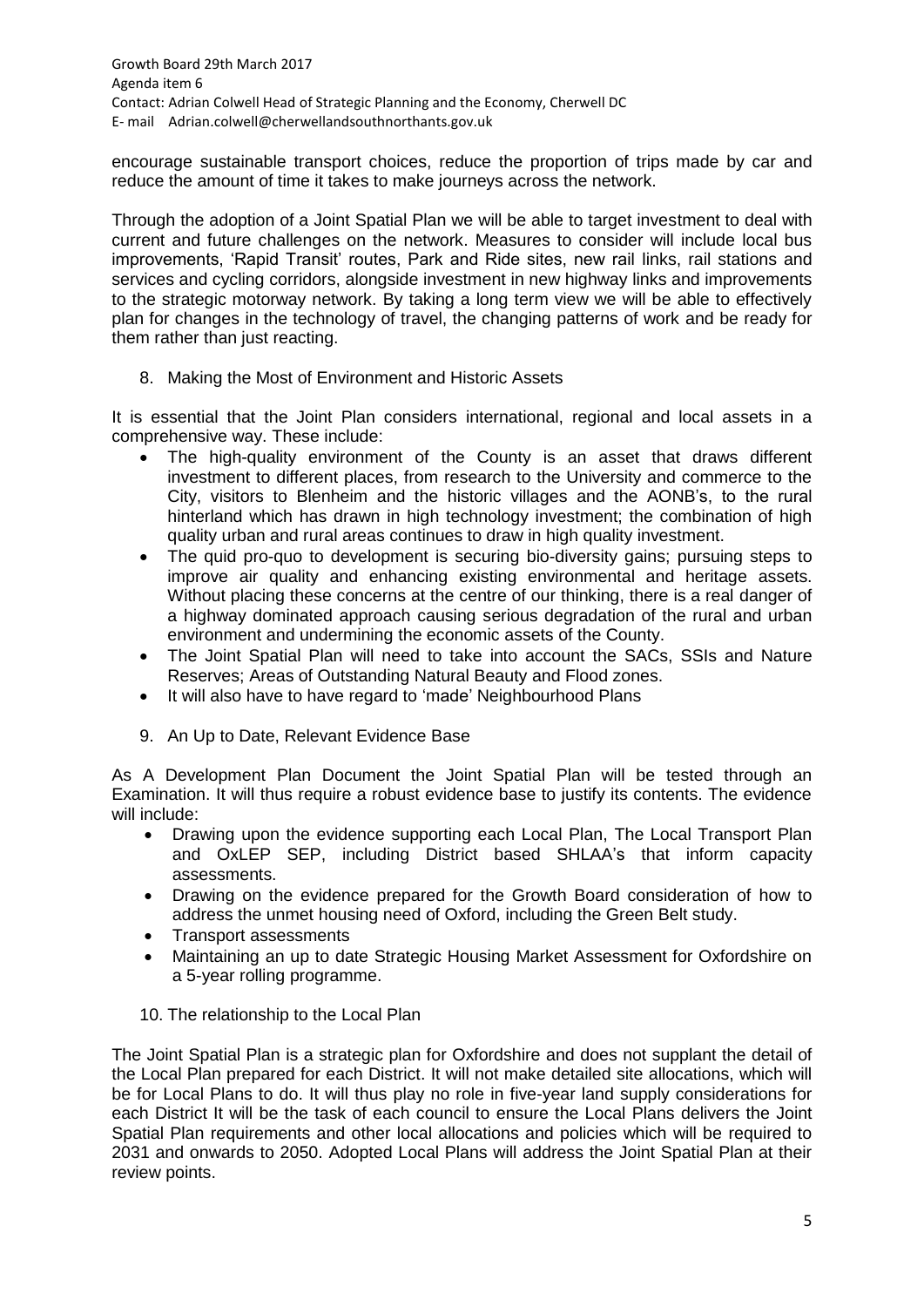encourage sustainable transport choices, reduce the proportion of trips made by car and reduce the amount of time it takes to make journeys across the network.

Through the adoption of a Joint Spatial Plan we will be able to target investment to deal with current and future challenges on the network. Measures to consider will include local bus improvements, 'Rapid Transit' routes, Park and Ride sites, new rail links, rail stations and services and cycling corridors, alongside investment in new highway links and improvements to the strategic motorway network. By taking a long term view we will be able to effectively plan for changes in the technology of travel, the changing patterns of work and be ready for them rather than just reacting.

8. Making the Most of Environment and Historic Assets

It is essential that the Joint Plan considers international, regional and local assets in a comprehensive way. These include:

- The high-quality environment of the County is an asset that draws different investment to different places, from research to the University and commerce to the City, visitors to Blenheim and the historic villages and the AONB's, to the rural hinterland which has drawn in high technology investment; the combination of high quality urban and rural areas continues to draw in high quality investment.
- The quid pro-quo to development is securing bio-diversity gains; pursuing steps to improve air quality and enhancing existing environmental and heritage assets. Without placing these concerns at the centre of our thinking, there is a real danger of a highway dominated approach causing serious degradation of the rural and urban environment and undermining the economic assets of the County.
- The Joint Spatial Plan will need to take into account the SACs, SSIs and Nature Reserves; Areas of Outstanding Natural Beauty and Flood zones.
- It will also have to have regard to 'made' Neighbourhood Plans

9. An Up to Date, Relevant Evidence Base

As A Development Plan Document the Joint Spatial Plan will be tested through an Examination. It will thus require a robust evidence base to justify its contents. The evidence will include:

- Drawing upon the evidence supporting each Local Plan, The Local Transport Plan and OxLEP SEP, including District based SHLAA's that inform capacity assessments.
- Drawing on the evidence prepared for the Growth Board consideration of how to address the unmet housing need of Oxford, including the Green Belt study.
- Transport assessments
- Maintaining an up to date Strategic Housing Market Assessment for Oxfordshire on a 5-year rolling programme.

10. The relationship to the Local Plan

The Joint Spatial Plan is a strategic plan for Oxfordshire and does not supplant the detail of the Local Plan prepared for each District. It will not make detailed site allocations, which will be for Local Plans to do. It will thus play no role in five-year land supply considerations for each District It will be the task of each council to ensure the Local Plans delivers the Joint Spatial Plan requirements and other local allocations and policies which will be required to 2031 and onwards to 2050. Adopted Local Plans will address the Joint Spatial Plan at their review points.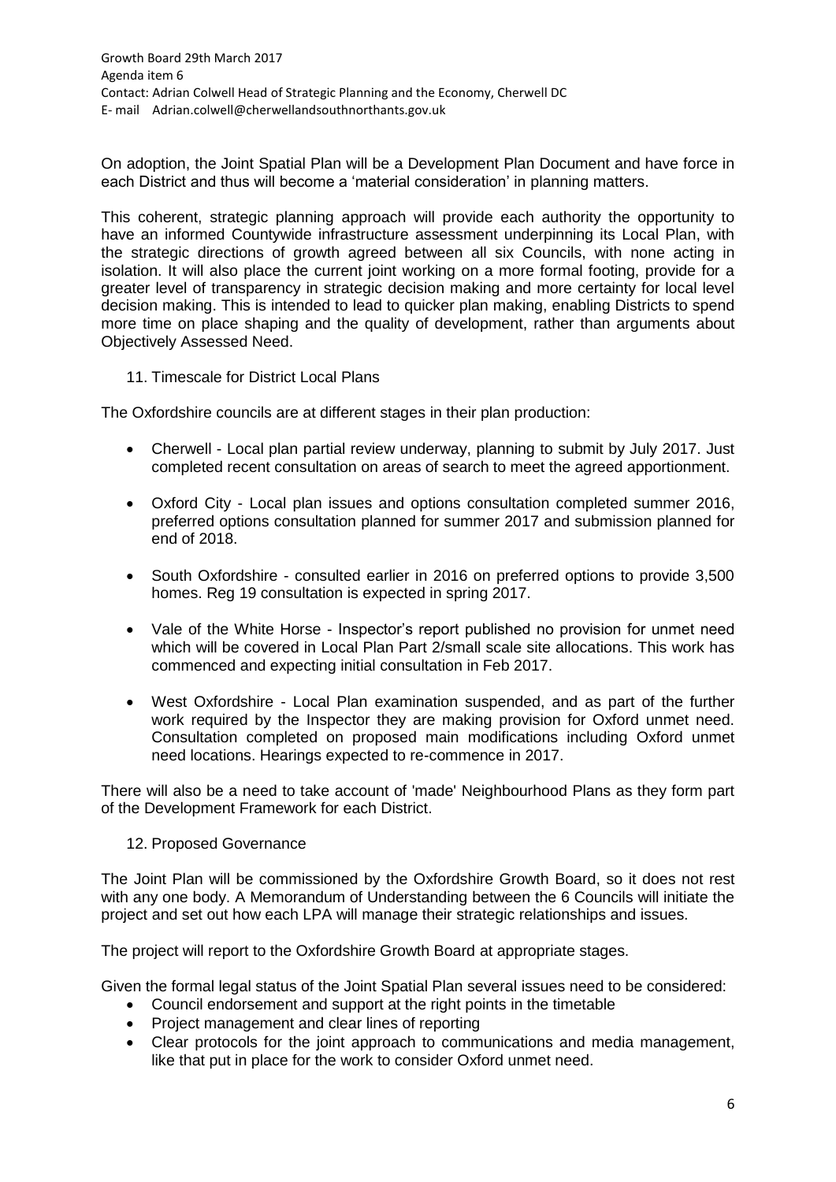On adoption, the Joint Spatial Plan will be a Development Plan Document and have force in each District and thus will become a 'material consideration' in planning matters.

This coherent, strategic planning approach will provide each authority the opportunity to have an informed Countywide infrastructure assessment underpinning its Local Plan, with the strategic directions of growth agreed between all six Councils, with none acting in isolation. It will also place the current joint working on a more formal footing, provide for a greater level of transparency in strategic decision making and more certainty for local level decision making. This is intended to lead to quicker plan making, enabling Districts to spend more time on place shaping and the quality of development, rather than arguments about Objectively Assessed Need.

## 11. Timescale for District Local Plans

The Oxfordshire councils are at different stages in their plan production:

- Cherwell - Local plan partial review underway, planning to submit by July 2017. Just completed recent consultation on areas of search to meet the agreed apportionment.
- Oxford City - Local plan issues and options consultation completed summer 2016, preferred options consultation planned for summer 2017 and submission planned for end of 2018.
- South Oxfordshire - consulted earlier in 2016 on preferred options to provide 3,500 homes. Reg 19 consultation is expected in spring 2017.
- Vale of the White Horse - Inspector's report published no provision for unmet need which will be covered in Local Plan Part 2/small scale site allocations. This work has commenced and expecting initial consultation in Feb 2017.
- West Oxfordshire - Local Plan examination suspended, and as part of the further work required by the Inspector they are making provision for Oxford unmet need. Consultation completed on proposed main modifications including Oxford unmet need locations. Hearings expected to re-commence in 2017.

There will also be a need to take account of 'made' Neighbourhood Plans as they form part of the Development Framework for each District.

## 12. Proposed Governance

The Joint Plan will be commissioned by the Oxfordshire Growth Board, so it does not rest with any one body. A Memorandum of Understanding between the 6 Councils will initiate the project and set out how each LPA will manage their strategic relationships and issues.

The project will report to the Oxfordshire Growth Board at appropriate stages.

Given the formal legal status of the Joint Spatial Plan several issues need to be considered:

- Council endorsement and support at the right points in the timetable
- Project management and clear lines of reporting
- Clear protocols for the joint approach to communications and media management, like that put in place for the work to consider Oxford unmet need.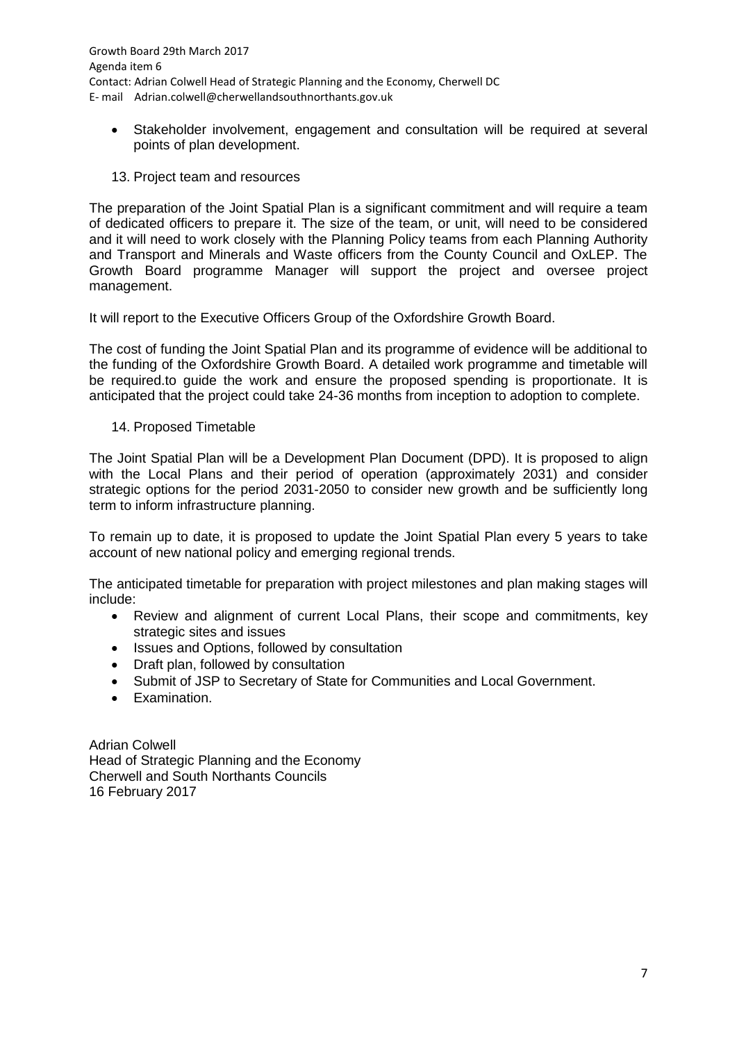- Stakeholder involvement, engagement and consultation will be required at several points of plan development.

13. Project team and resources

The preparation of the Joint Spatial Plan is a significant commitment and will require a team of dedicated officers to prepare it. The size of the team, or unit, will need to be considered and it will need to work closely with the Planning Policy teams from each Planning Authority and Transport and Minerals and Waste officers from the County Council and OxLEP. The Growth Board programme Manager will support the project and oversee project management.

It will report to the Executive Officers Group of the Oxfordshire Growth Board.

The cost of funding the Joint Spatial Plan and its programme of evidence will be additional to the funding of the Oxfordshire Growth Board. A detailed work programme and timetable will be required.to guide the work and ensure the proposed spending is proportionate. It is anticipated that the project could take 24-36 months from inception to adoption to complete.

14. Proposed Timetable

The Joint Spatial Plan will be a Development Plan Document (DPD). It is proposed to align with the Local Plans and their period of operation (approximately 2031) and consider strategic options for the period 2031-2050 to consider new growth and be sufficiently long term to inform infrastructure planning.

To remain up to date, it is proposed to update the Joint Spatial Plan every 5 years to take account of new national policy and emerging regional trends.

The anticipated timetable for preparation with project milestones and plan making stages will include:

- Review and alignment of current Local Plans, their scope and commitments, key strategic sites and issues
- Issues and Options, followed by consultation
- Draft plan, followed by consultation
- Submit of JSP to Secretary of State for Communities and Local Government.
- Examination.

Adrian Colwell
Head of Strategic Planning and the Economy
Cherwell and South Northants Councils
16 February 2017